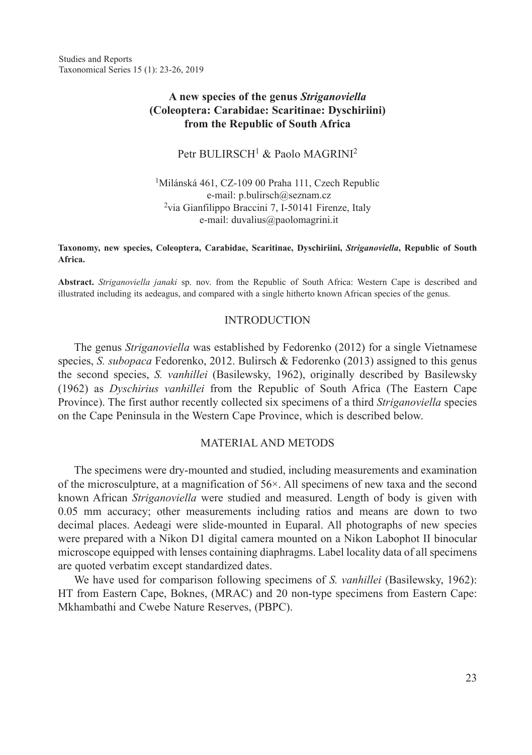# A new species of the genus *Striganoviella* (Coleoptera: Carabidae: Scaritinae: Dyschiriini) from the Republic of South Africa

Petr BULIRSCH[1] & Paolo MAGRINI[2]

[1]Milánská 461, CZ-109 00 Praha 111, Czech Republic
e-mail: p.bulirsch@seznam.cz
[2]via Gianfilippo Braccini 7, I-50141 Firenze, Italy
e-mail: duvalius@paolomagrini.it

**Taxonomy, new species, Coleoptera, Carabidae, Scaritinae, Dyschiriini, *Striganoviella*, Republic of South Africa.**

**Abstract.** *Striganoviella janaki* sp. nov. from the Republic of South Africa: Western Cape is described and illustrated including its aedeagus, and compared with a single hitherto known African species of the genus.

## INTRODUCTION

The genus *Striganoviella* was established by Fedorenko (2012) for a single Vietnamese species, *S. subopaca* Fedorenko, 2012. Bulirsch & Fedorenko (2013) assigned to this genus the second species, *S. vanhillei* (Basilewsky, 1962), originally described by Basilewsky (1962) as *Dyschirius vanhillei* from the Republic of South Africa (The Eastern Cape Province). The first author recently collected six specimens of a third *Striganoviella* species on the Cape Peninsula in the Western Cape Province, which is described below.

## MATERIAL AND METODS

The specimens were dry-mounted and studied, including measurements and examination of the microsculpture, at a magnification of 56×. All specimens of new taxa and the second known African *Striganoviella* were studied and measured. Length of body is given with 0.05 mm accuracy; other measurements including ratios and means are down to two decimal places. Aedeagi were slide-mounted in Euparal. All photographs of new species were prepared with a Nikon D1 digital camera mounted on a Nikon Labophot II binocular microscope equipped with lenses containing diaphragms. Label locality data of all specimens are quoted verbatim except standardized dates.

We have used for comparison following specimens of *S. vanhillei* (Basilewsky, 1962): HT from Eastern Cape, Boknes, (MRAC) and 20 non-type specimens from Eastern Cape: Mkhambathi and Cwebe Nature Reserves, (PBPC).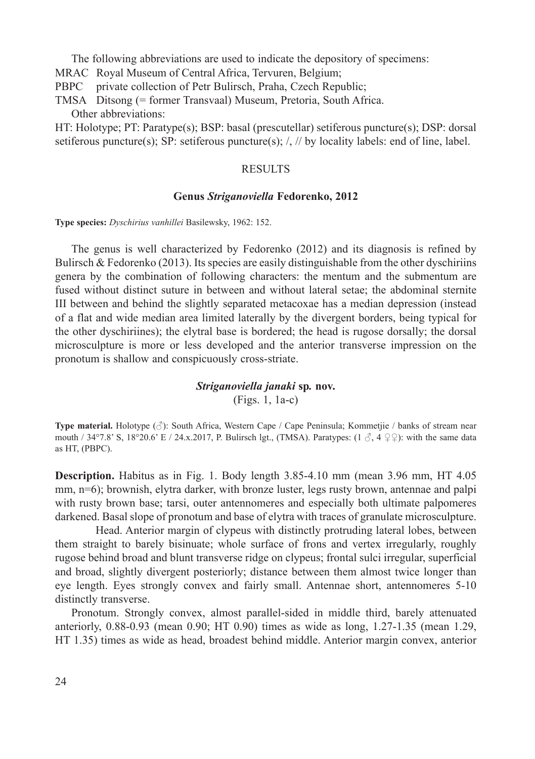The following abbreviations are used to indicate the depository of specimens:

MRAC Royal Museum of Central Africa, Tervuren, Belgium;
PBPC private collection of Petr Bulirsch, Praha, Czech Republic;
TMSA Ditsong (= former Transvaal) Museum, Pretoria, South Africa.

Other abbreviations:

HT: Holotype; PT: Paratype(s); BSP: basal (prescutellar) setiferous puncture(s); DSP: dorsal setiferous puncture(s); SP: setiferous puncture(s); /, // by locality labels: end of line, label.

## RESULTS

### Genus *Striganoviella* Fedorenko, 2012

**Type species:** *Dyschirius vanhillei* Basilewsky, 1962: 152.

The genus is well characterized by Fedorenko (2012) and its diagnosis is refined by Bulirsch & Fedorenko (2013). Its species are easily distinguishable from the other dyschiriins genera by the combination of following characters: the mentum and the submentum are fused without distinct suture in between and without lateral setae; the abdominal sternite III between and behind the slightly separated metacoxae has a median depression (instead of a flat and wide median area limited laterally by the divergent borders, being typical for the other dyschiriines); the elytral base is bordered; the head is rugose dorsally; the dorsal microsculpture is more or less developed and the anterior transverse impression on the pronotum is shallow and conspicuously cross-striate.

### *Striganoviella janaki* sp. nov.

(Figs. 1, 1a-c)

**Type material.** Holotype (♂): South Africa, Western Cape / Cape Peninsula; Kommetjie / banks of stream near mouth / 34°7.8' S, 18°20.6' E / 24.x.2017, P. Bulirsch lgt., (TMSA). Paratypes: (1 ♂, 4 ♀♀): with the same data as HT, (PBPC).

**Description.** Habitus as in Fig. 1. Body length 3.85-4.10 mm (mean 3.96 mm, HT 4.05 mm, n=6); brownish, elytra darker, with bronze luster, legs rusty brown, antennae and palpi with rusty brown base; tarsi, outer antennomeres and especially both ultimate palpomeres darkened. Basal slope of pronotum and base of elytra with traces of granulate microsculpture.

Head. Anterior margin of clypeus with distinctly protruding lateral lobes, between them straight to barely bisinuate; whole surface of frons and vertex irregularly, roughly rugose behind broad and blunt transverse ridge on clypeus; frontal sulci irregular, superficial and broad, slightly divergent posteriorly; distance between them almost twice longer than eye length. Eyes strongly convex and fairly small. Antennae short, antennomeres 5-10 distinctly transverse.

Pronotum. Strongly convex, almost parallel-sided in middle third, barely attenuated anteriorly, 0.88-0.93 (mean 0.90; HT 0.90) times as wide as long, 1.27-1.35 (mean 1.29, HT 1.35) times as wide as head, broadest behind middle. Anterior margin convex, anterior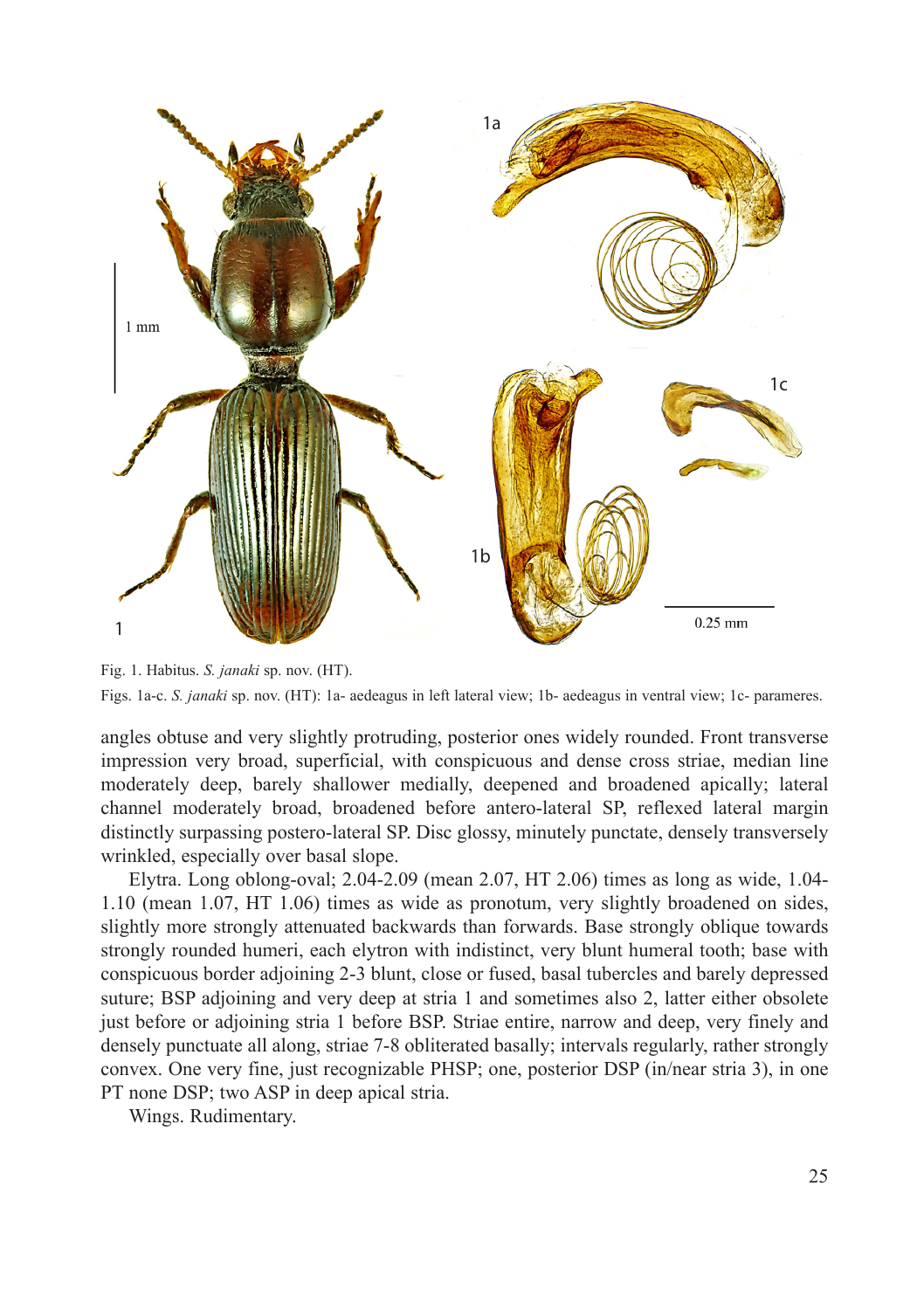Fig. 1. Habitus. *S. janaki* sp. nov. (HT).

Figs. 1a-c. *S. janaki* sp. nov. (HT): 1a- aedeagus in left lateral view; 1b- aedeagus in ventral view; 1c- parameres.

angles obtuse and very slightly protruding, posterior ones widely rounded. Front transverse impression very broad, superficial, with conspicuous and dense cross striae, median line moderately deep, barely shallower medially, deepened and broadened apically; lateral channel moderately broad, broadened before antero-lateral SP, reflexed lateral margin distinctly surpassing postero-lateral SP. Disc glossy, minutely punctate, densely transversely wrinkled, especially over basal slope.

Elytra. Long oblong-oval; 2.04-2.09 (mean 2.07, HT 2.06) times as long as wide, 1.04-1.10 (mean 1.07, HT 1.06) times as wide as pronotum, very slightly broadened on sides, slightly more strongly attenuated backwards than forwards. Base strongly oblique towards strongly rounded humeri, each elytron with indistinct, very blunt humeral tooth; base with conspicuous border adjoining 2-3 blunt, close or fused, basal tubercles and barely depressed suture; BSP adjoining and very deep at stria 1 and sometimes also 2, latter either obsolete just before or adjoining stria 1 before BSP. Striae entire, narrow and deep, very finely and densely punctuate all along, striae 7-8 obliterated basally; intervals regularly, rather strongly convex. One very fine, just recognizable PHSP; one, posterior DSP (in/near stria 3), in one PT none DSP; two ASP in deep apical stria.

Wings. Rudimentary.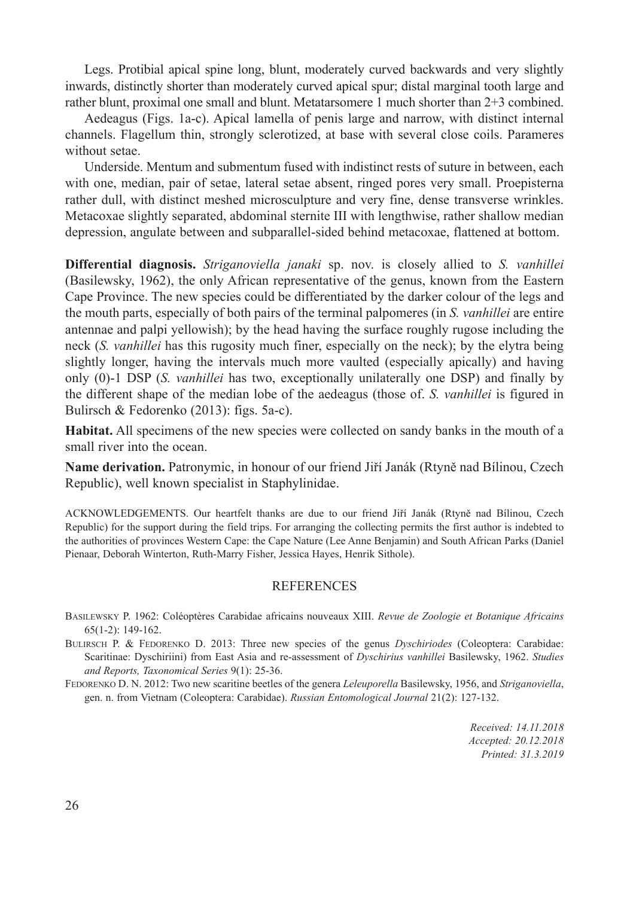Legs. Protibial apical spine long, blunt, moderately curved backwards and very slightly inwards, distinctly shorter than moderately curved apical spur; distal marginal tooth large and rather blunt, proximal one small and blunt. Metatarsomere 1 much shorter than 2+3 combined.

Aedeagus (Figs. 1a-c). Apical lamella of penis large and narrow, with distinct internal channels. Flagellum thin, strongly sclerotized, at base with several close coils. Parameres without setae.

Underside. Mentum and submentum fused with indistinct rests of suture in between, each with one, median, pair of setae, lateral setae absent, ringed pores very small. Proepisterna rather dull, with distinct meshed microsculpture and very fine, dense transverse wrinkles. Metacoxae slightly separated, abdominal sternite III with lengthwise, rather shallow median depression, angulate between and subparallel-sided behind metacoxae, flattened at bottom.

**Differential diagnosis.** *Striganoviella janaki* sp. nov. is closely allied to *S. vanhillei* (Basilewsky, 1962), the only African representative of the genus, known from the Eastern Cape Province. The new species could be differentiated by the darker colour of the legs and the mouth parts, especially of both pairs of the terminal palpomeres (in *S. vanhillei* are entire antennae and palpi yellowish); by the head having the surface roughly rugose including the neck (*S. vanhillei* has this rugosity much finer, especially on the neck); by the elytra being slightly longer, having the intervals much more vaulted (especially apically) and having only (0)-1 DSP (*S. vanhillei* has two, exceptionally unilaterally one DSP) and finally by the different shape of the median lobe of the aedeagus (those of. *S. vanhillei* is figured in Bulirsch & Fedorenko (2013): figs. 5a-c).

**Habitat.** All specimens of the new species were collected on sandy banks in the mouth of a small river into the ocean.

**Name derivation.** Patronymic, in honour of our friend Jiří Janák (Rtyně nad Bílinou, Czech Republic), well known specialist in Staphylinidae.

ACKNOWLEDGEMENTS. Our heartfelt thanks are due to our friend Jiří Janák (Rtyně nad Bílinou, Czech Republic) for the support during the field trips. For arranging the collecting permits the first author is indebted to the authorities of provinces Western Cape: the Cape Nature (Lee Anne Benjamin) and South African Parks (Daniel Pienaar, Deborah Winterton, Ruth-Marry Fisher, Jessica Hayes, Henrik Sithole).

## REFERENCES

Basilewsky P. 1962: Coléoptères Carabidae africains nouveaux XIII. *Revue de Zoologie et Botanique Africains* 65(1-2): 149-162.

Bulirsch P. & Fedorenko D. 2013: Three new species of the genus *Dyschiriodes* (Coleoptera: Carabidae: Scaritinae: Dyschiriini) from East Asia and re-assessment of *Dyschirius vanhillei* Basilewsky, 1962. *Studies and Reports, Taxonomical Series* 9(1): 25-36.

Fedorenko D. N. 2012: Two new scaritine beetles of the genera *Leleuporella* Basilewsky, 1956, and *Striganoviella*, gen. n. from Vietnam (Coleoptera: Carabidae). *Russian Entomological Journal* 21(2): 127-132.

*Received: 14.11.2018*
*Accepted: 20.12.2018*
*Printed: 31.3.2019*